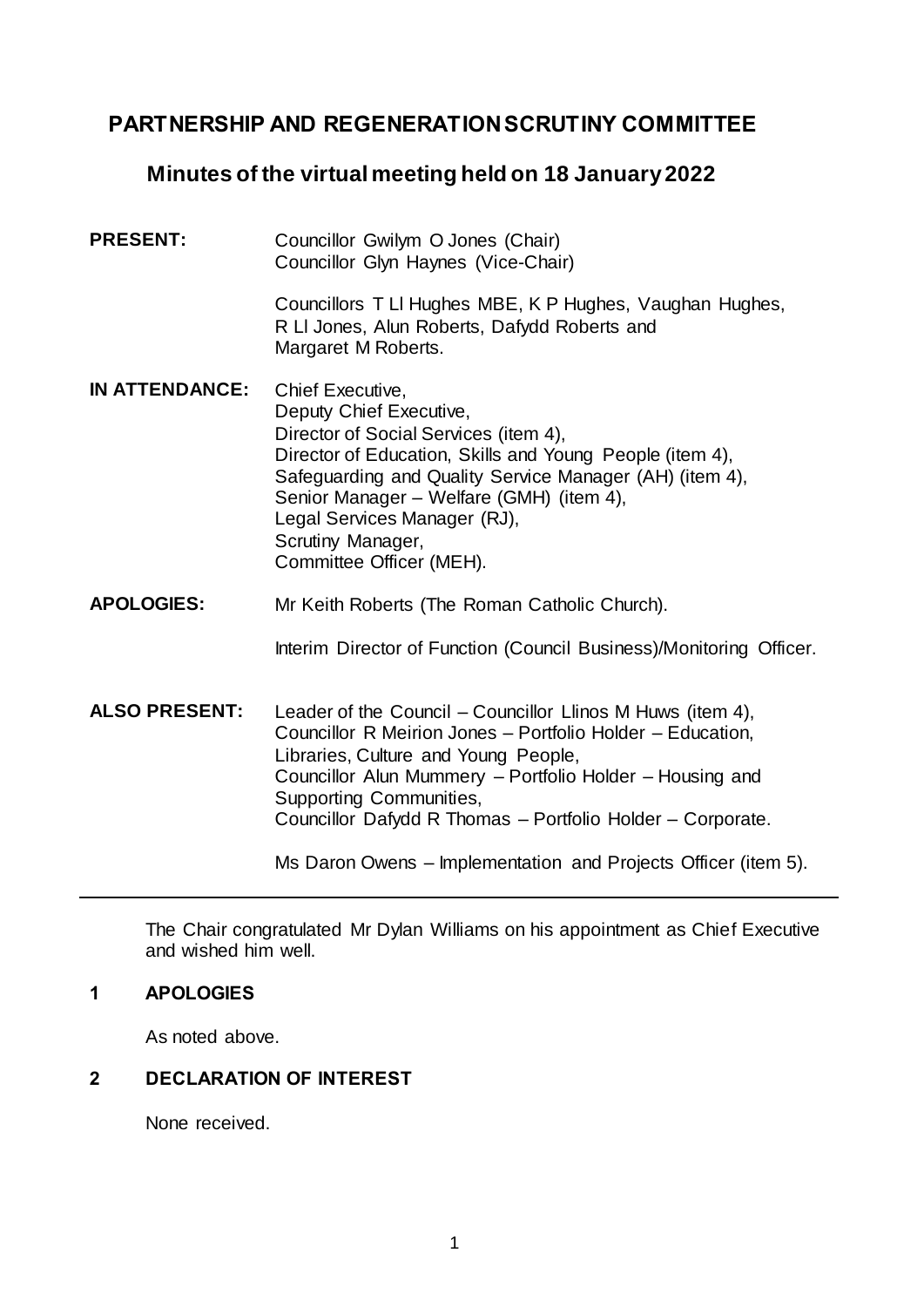# PARTNERSHIP AND REGENERATION SCRUTINY COMMITTEE

## Minutes of the virtual meeting held on 18 January 2022

**PRESENT:** Councillor Gwilym O Jones (Chair)
Councillor Glyn Haynes (Vice-Chair)

Councillors T Ll Hughes MBE, K P Hughes, Vaughan Hughes, R Ll Jones, Alun Roberts, Dafydd Roberts and Margaret M Roberts.

**IN ATTENDANCE:** Chief Executive,
Deputy Chief Executive,
Director of Social Services (item 4),
Director of Education, Skills and Young People (item 4),
Safeguarding and Quality Service Manager (AH) (item 4),
Senior Manager – Welfare (GMH) (item 4),
Legal Services Manager (RJ),
Scrutiny Manager,
Committee Officer (MEH).

**APOLOGIES:** Mr Keith Roberts (The Roman Catholic Church).

Interim Director of Function (Council Business)/Monitoring Officer.

**ALSO PRESENT:** Leader of the Council – Councillor Llinos M Huws (item 4),
Councillor R Meirion Jones – Portfolio Holder – Education, Libraries, Culture and Young People,
Councillor Alun Mummery – Portfolio Holder – Housing and Supporting Communities,
Councillor Dafydd R Thomas – Portfolio Holder – Corporate.

Ms Daron Owens – Implementation and Projects Officer (item 5).

---

The Chair congratulated Mr Dylan Williams on his appointment as Chief Executive and wished him well.

## 1 APOLOGIES

As noted above.

## 2 DECLARATION OF INTEREST

None received.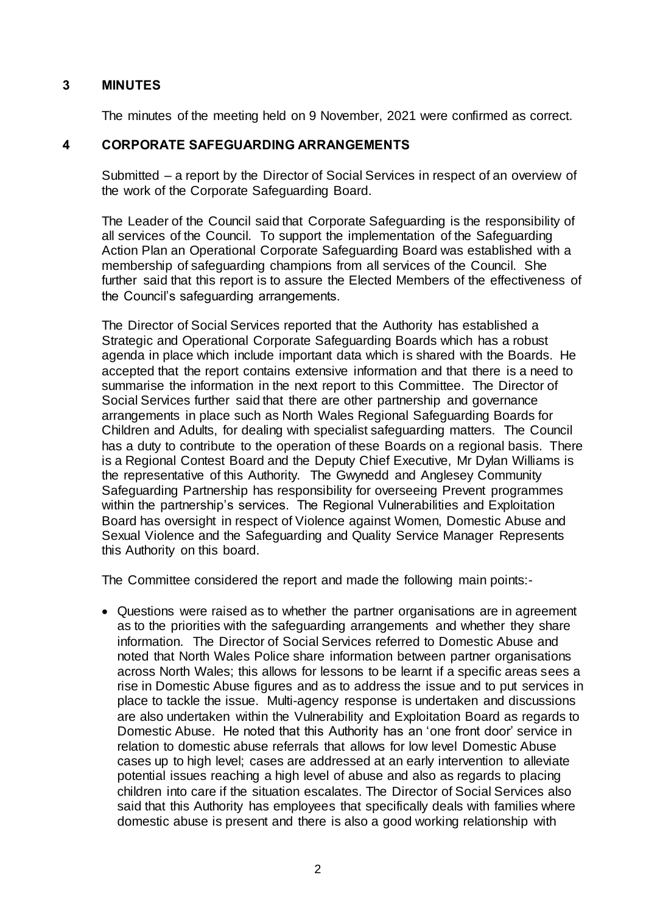## 3 MINUTES

The minutes of the meeting held on 9 November, 2021 were confirmed as correct.

## 4 CORPORATE SAFEGUARDING ARRANGEMENTS

Submitted – a report by the Director of Social Services in respect of an overview of the work of the Corporate Safeguarding Board.

The Leader of the Council said that Corporate Safeguarding is the responsibility of all services of the Council. To support the implementation of the Safeguarding Action Plan an Operational Corporate Safeguarding Board was established with a membership of safeguarding champions from all services of the Council. She further said that this report is to assure the Elected Members of the effectiveness of the Council's safeguarding arrangements.

The Director of Social Services reported that the Authority has established a Strategic and Operational Corporate Safeguarding Boards which has a robust agenda in place which include important data which is shared with the Boards. He accepted that the report contains extensive information and that there is a need to summarise the information in the next report to this Committee. The Director of Social Services further said that there are other partnership and governance arrangements in place such as North Wales Regional Safeguarding Boards for Children and Adults, for dealing with specialist safeguarding matters. The Council has a duty to contribute to the operation of these Boards on a regional basis. There is a Regional Contest Board and the Deputy Chief Executive, Mr Dylan Williams is the representative of this Authority. The Gwynedd and Anglesey Community Safeguarding Partnership has responsibility for overseeing Prevent programmes within the partnership's services. The Regional Vulnerabilities and Exploitation Board has oversight in respect of Violence against Women, Domestic Abuse and Sexual Violence and the Safeguarding and Quality Service Manager Represents this Authority on this board.

The Committee considered the report and made the following main points:-

- Questions were raised as to whether the partner organisations are in agreement as to the priorities with the safeguarding arrangements and whether they share information. The Director of Social Services referred to Domestic Abuse and noted that North Wales Police share information between partner organisations across North Wales; this allows for lessons to be learnt if a specific areas sees a rise in Domestic Abuse figures and as to address the issue and to put services in place to tackle the issue. Multi-agency response is undertaken and discussions are also undertaken within the Vulnerability and Exploitation Board as regards to Domestic Abuse. He noted that this Authority has an 'one front door' service in relation to domestic abuse referrals that allows for low level Domestic Abuse cases up to high level; cases are addressed at an early intervention to alleviate potential issues reaching a high level of abuse and also as regards to placing children into care if the situation escalates. The Director of Social Services also said that this Authority has employees that specifically deals with families where domestic abuse is present and there is also a good working relationship with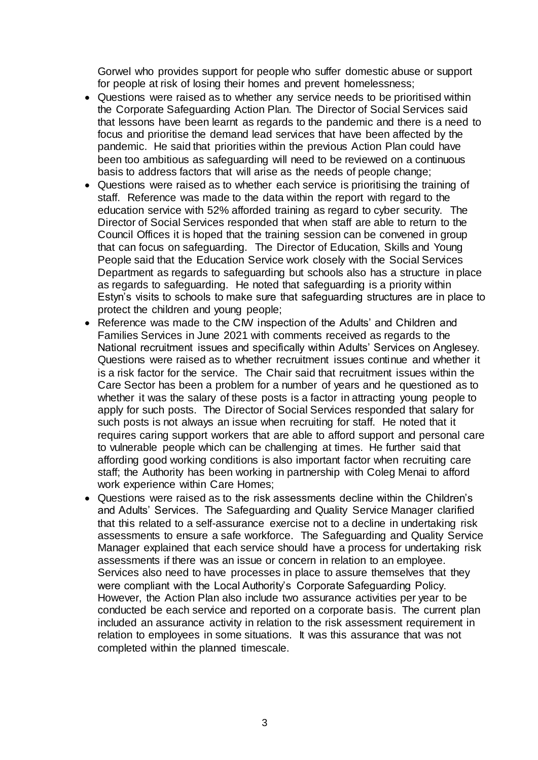Gorwel who provides support for people who suffer domestic abuse or support for people at risk of losing their homes and prevent homelessness;

- Questions were raised as to whether any service needs to be prioritised within the Corporate Safeguarding Action Plan. The Director of Social Services said that lessons have been learnt as regards to the pandemic and there is a need to focus and prioritise the demand lead services that have been affected by the pandemic. He said that priorities within the previous Action Plan could have been too ambitious as safeguarding will need to be reviewed on a continuous basis to address factors that will arise as the needs of people change;
- Questions were raised as to whether each service is prioritising the training of staff. Reference was made to the data within the report with regard to the education service with 52% afforded training as regard to cyber security. The Director of Social Services responded that when staff are able to return to the Council Offices it is hoped that the training session can be convened in group that can focus on safeguarding. The Director of Education, Skills and Young People said that the Education Service work closely with the Social Services Department as regards to safeguarding but schools also has a structure in place as regards to safeguarding. He noted that safeguarding is a priority within Estyn's visits to schools to make sure that safeguarding structures are in place to protect the children and young people;
- Reference was made to the CIW inspection of the Adults' and Children and Families Services in June 2021 with comments received as regards to the National recruitment issues and specifically within Adults' Services on Anglesey. Questions were raised as to whether recruitment issues continue and whether it is a risk factor for the service. The Chair said that recruitment issues within the Care Sector has been a problem for a number of years and he questioned as to whether it was the salary of these posts is a factor in attracting young people to apply for such posts. The Director of Social Services responded that salary for such posts is not always an issue when recruiting for staff. He noted that it requires caring support workers that are able to afford support and personal care to vulnerable people which can be challenging at times. He further said that affording good working conditions is also important factor when recruiting care staff; the Authority has been working in partnership with Coleg Menai to afford work experience within Care Homes;
- Questions were raised as to the risk assessments decline within the Children's and Adults' Services. The Safeguarding and Quality Service Manager clarified that this related to a self-assurance exercise not to a decline in undertaking risk assessments to ensure a safe workforce. The Safeguarding and Quality Service Manager explained that each service should have a process for undertaking risk assessments if there was an issue or concern in relation to an employee. Services also need to have processes in place to assure themselves that they were compliant with the Local Authority's Corporate Safeguarding Policy. However, the Action Plan also include two assurance activities per year to be conducted be each service and reported on a corporate basis. The current plan included an assurance activity in relation to the risk assessment requirement in relation to employees in some situations. It was this assurance that was not completed within the planned timescale.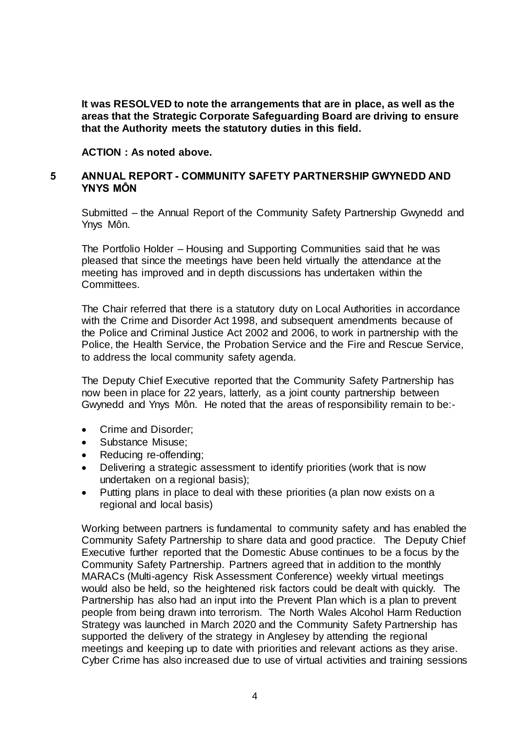**It was RESOLVED to note the arrangements that are in place, as well as the areas that the Strategic Corporate Safeguarding Board are driving to ensure that the Authority meets the statutory duties in this field.**

**ACTION : As noted above.**

## 5 ANNUAL REPORT - COMMUNITY SAFETY PARTNERSHIP GWYNEDD AND YNYS MÔN

Submitted – the Annual Report of the Community Safety Partnership Gwynedd and Ynys Môn.

The Portfolio Holder – Housing and Supporting Communities said that he was pleased that since the meetings have been held virtually the attendance at the meeting has improved and in depth discussions has undertaken within the Committees.

The Chair referred that there is a statutory duty on Local Authorities in accordance with the Crime and Disorder Act 1998, and subsequent amendments because of the Police and Criminal Justice Act 2002 and 2006, to work in partnership with the Police, the Health Service, the Probation Service and the Fire and Rescue Service, to address the local community safety agenda.

The Deputy Chief Executive reported that the Community Safety Partnership has now been in place for 22 years, latterly, as a joint county partnership between Gwynedd and Ynys Môn. He noted that the areas of responsibility remain to be:-

- Crime and Disorder;
- Substance Misuse;
- Reducing re-offending;
- Delivering a strategic assessment to identify priorities (work that is now undertaken on a regional basis);
- Putting plans in place to deal with these priorities (a plan now exists on a regional and local basis)

Working between partners is fundamental to community safety and has enabled the Community Safety Partnership to share data and good practice. The Deputy Chief Executive further reported that the Domestic Abuse continues to be a focus by the Community Safety Partnership. Partners agreed that in addition to the monthly MARACs (Multi-agency Risk Assessment Conference) weekly virtual meetings would also be held, so the heightened risk factors could be dealt with quickly. The Partnership has also had an input into the Prevent Plan which is a plan to prevent people from being drawn into terrorism. The North Wales Alcohol Harm Reduction Strategy was launched in March 2020 and the Community Safety Partnership has supported the delivery of the strategy in Anglesey by attending the regional meetings and keeping up to date with priorities and relevant actions as they arise. Cyber Crime has also increased due to use of virtual activities and training sessions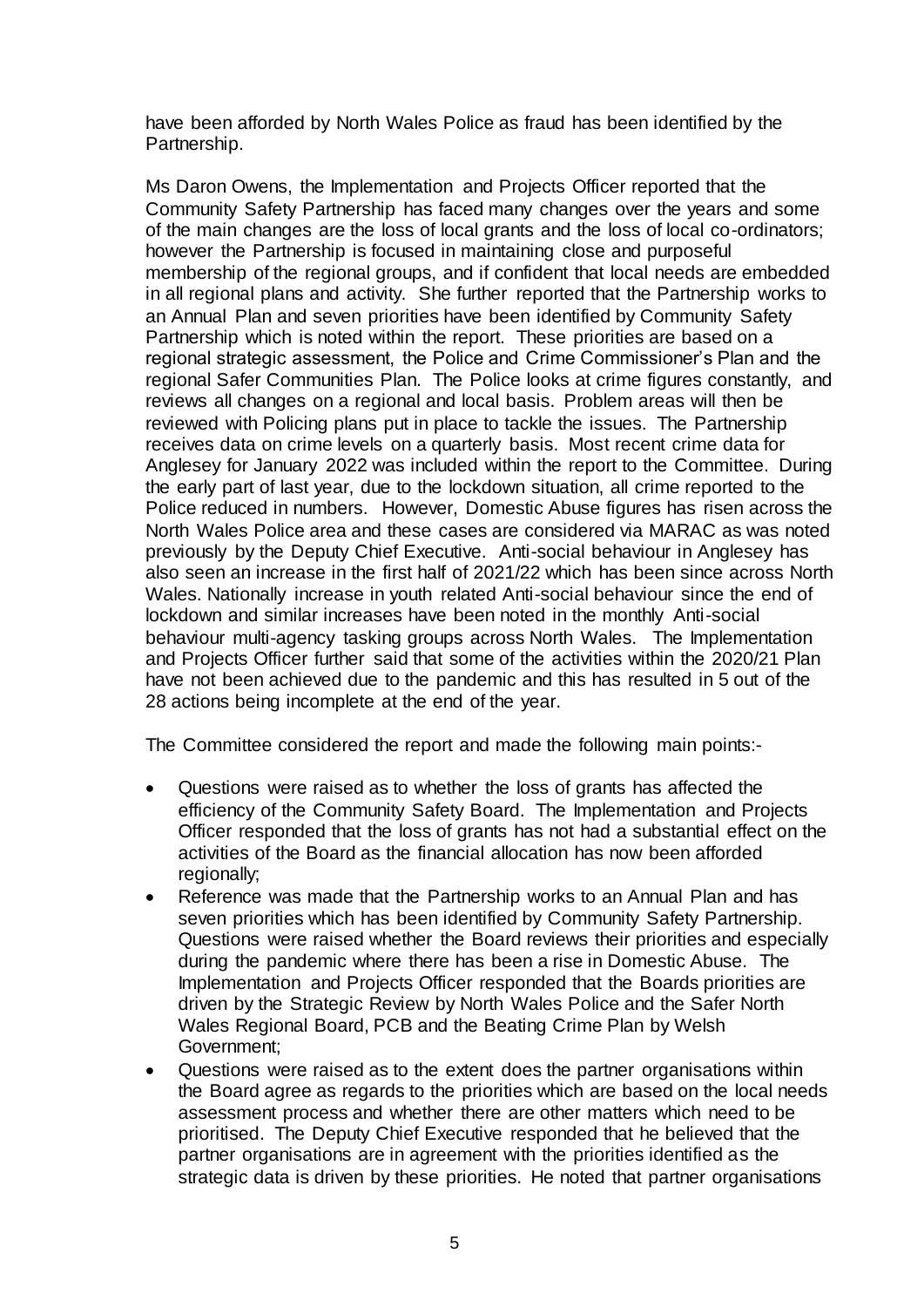have been afforded by North Wales Police as fraud has been identified by the Partnership.

Ms Daron Owens, the Implementation and Projects Officer reported that the Community Safety Partnership has faced many changes over the years and some of the main changes are the loss of local grants and the loss of local co-ordinators; however the Partnership is focused in maintaining close and purposeful membership of the regional groups, and if confident that local needs are embedded in all regional plans and activity. She further reported that the Partnership works to an Annual Plan and seven priorities have been identified by Community Safety Partnership which is noted within the report. These priorities are based on a regional strategic assessment, the Police and Crime Commissioner's Plan and the regional Safer Communities Plan. The Police looks at crime figures constantly, and reviews all changes on a regional and local basis. Problem areas will then be reviewed with Policing plans put in place to tackle the issues. The Partnership receives data on crime levels on a quarterly basis. Most recent crime data for Anglesey for January 2022 was included within the report to the Committee. During the early part of last year, due to the lockdown situation, all crime reported to the Police reduced in numbers. However, Domestic Abuse figures has risen across the North Wales Police area and these cases are considered via MARAC as was noted previously by the Deputy Chief Executive. Anti-social behaviour in Anglesey has also seen an increase in the first half of 2021/22 which has been since across North Wales. Nationally increase in youth related Anti-social behaviour since the end of lockdown and similar increases have been noted in the monthly Anti-social behaviour multi-agency tasking groups across North Wales. The Implementation and Projects Officer further said that some of the activities within the 2020/21 Plan have not been achieved due to the pandemic and this has resulted in 5 out of the 28 actions being incomplete at the end of the year.

The Committee considered the report and made the following main points:-

- Questions were raised as to whether the loss of grants has affected the efficiency of the Community Safety Board. The Implementation and Projects Officer responded that the loss of grants has not had a substantial effect on the activities of the Board as the financial allocation has now been afforded regionally;
- Reference was made that the Partnership works to an Annual Plan and has seven priorities which has been identified by Community Safety Partnership. Questions were raised whether the Board reviews their priorities and especially during the pandemic where there has been a rise in Domestic Abuse. The Implementation and Projects Officer responded that the Boards priorities are driven by the Strategic Review by North Wales Police and the Safer North Wales Regional Board, PCB and the Beating Crime Plan by Welsh Government;
- Questions were raised as to the extent does the partner organisations within the Board agree as regards to the priorities which are based on the local needs assessment process and whether there are other matters which need to be prioritised. The Deputy Chief Executive responded that he believed that the partner organisations are in agreement with the priorities identified as the strategic data is driven by these priorities. He noted that partner organisations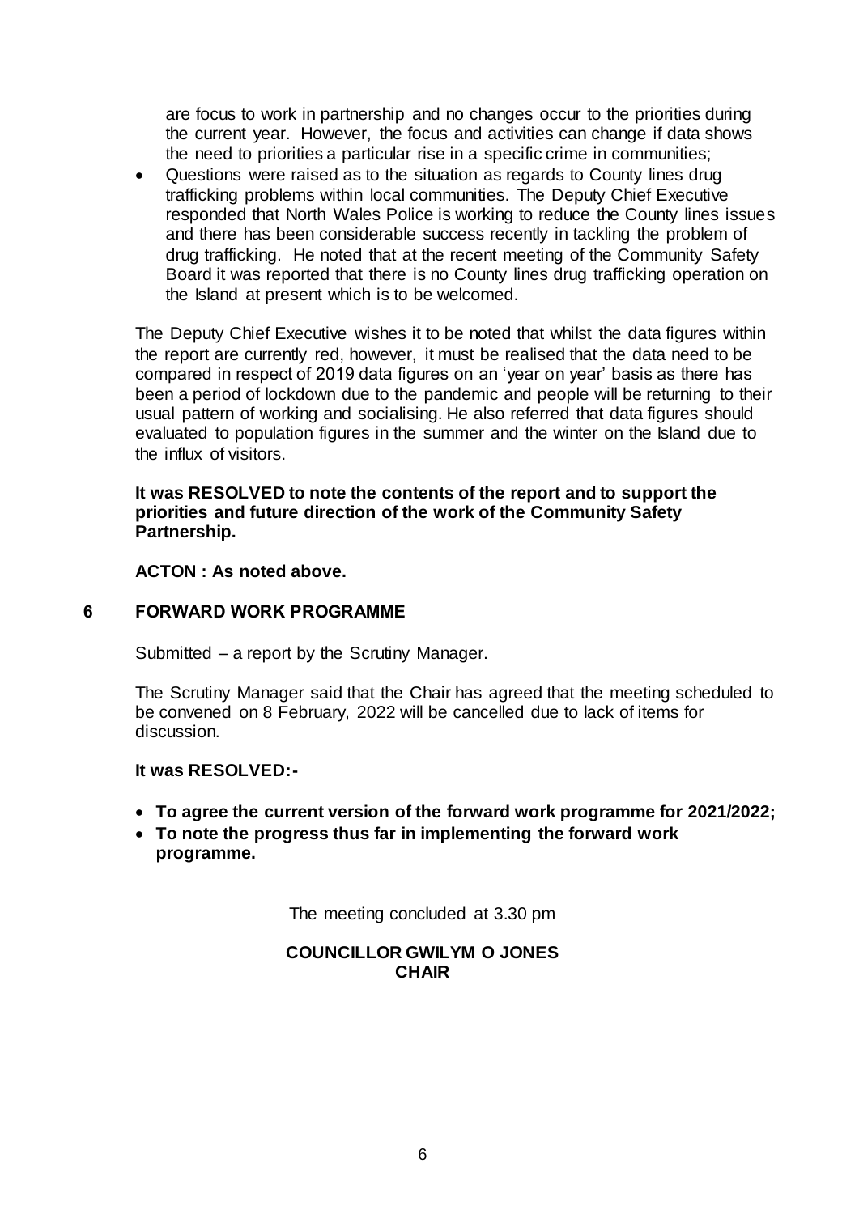are focus to work in partnership and no changes occur to the priorities during the current year. However, the focus and activities can change if data shows the need to priorities a particular rise in a specific crime in communities;

- Questions were raised as to the situation as regards to County lines drug trafficking problems within local communities. The Deputy Chief Executive responded that North Wales Police is working to reduce the County lines issues and there has been considerable success recently in tackling the problem of drug trafficking. He noted that at the recent meeting of the Community Safety Board it was reported that there is no County lines drug trafficking operation on the Island at present which is to be welcomed.

The Deputy Chief Executive wishes it to be noted that whilst the data figures within the report are currently red, however, it must be realised that the data need to be compared in respect of 2019 data figures on an 'year on year' basis as there has been a period of lockdown due to the pandemic and people will be returning to their usual pattern of working and socialising. He also referred that data figures should evaluated to population figures in the summer and the winter on the Island due to the influx of visitors.

**It was RESOLVED to note the contents of the report and to support the priorities and future direction of the work of the Community Safety Partnership.**

**ACTON : As noted above.**

## 6 FORWARD WORK PROGRAMME

Submitted – a report by the Scrutiny Manager.

The Scrutiny Manager said that the Chair has agreed that the meeting scheduled to be convened on 8 February, 2022 will be cancelled due to lack of items for discussion.

**It was RESOLVED:-**

- **To agree the current version of the forward work programme for 2021/2022;**
- **To note the progress thus far in implementing the forward work programme.**

The meeting concluded at 3.30 pm

**COUNCILLOR GWILYM O JONES**
**CHAIR**